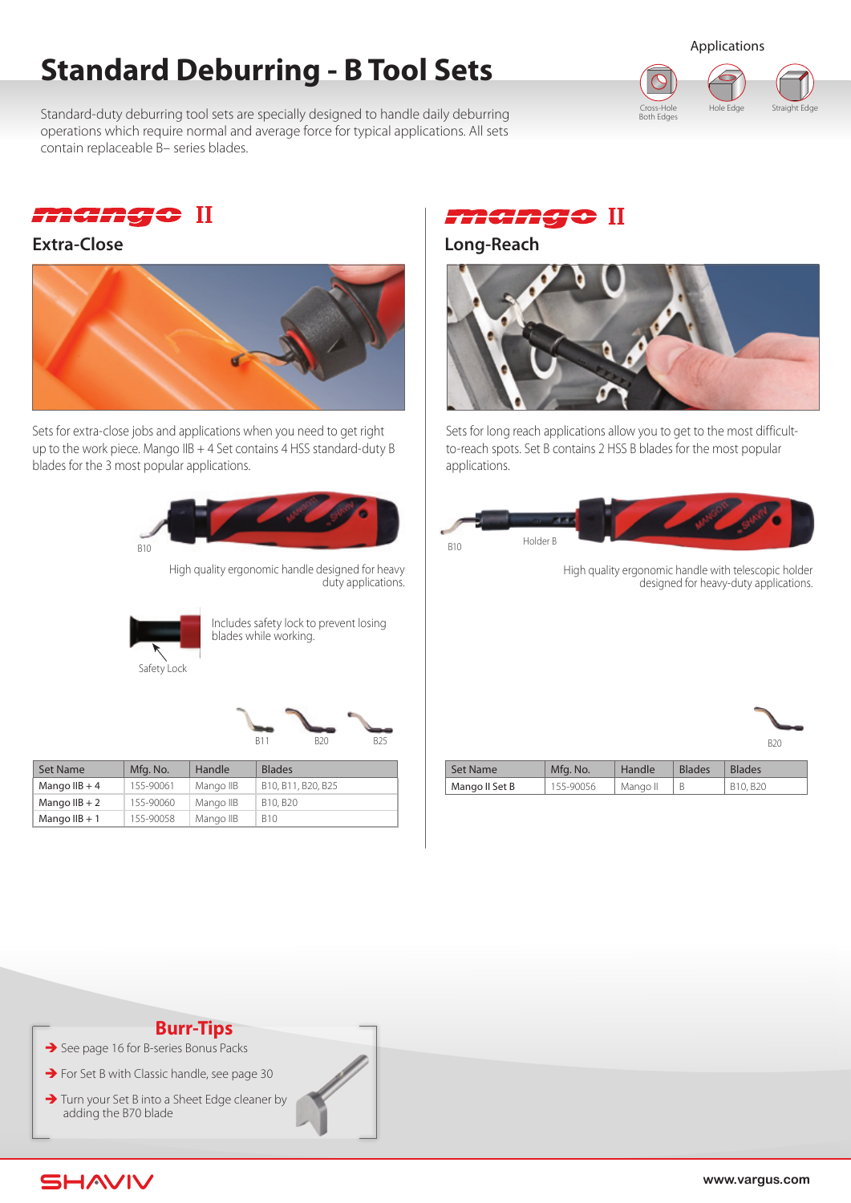# Standard Deburring - B Tool Sets

Applications

Cross-Hole Both Edges | Hole Edge | Straight Edge

Standard-duty deburring tool sets are specially designed to handle daily deburring operations which require normal and average force for typical applications. All sets contain replaceable B– series blades.

## mango II

### Extra-Close

Sets for extra-close jobs and applications when you need to get right up to the work piece. Mango IIB + 4 Set contains 4 HSS standard-duty B blades for the 3 most popular applications.

B10

High quality ergonomic handle designed for heavy duty applications.

Includes safety lock to prevent losing blades while working.

Safety Lock

B11 B20 B25

| Set Name | Mfg. No. | Handle | Blades |
|---|---|---|---|
| Mango IIB + 4 | 155-90061 | Mango IIB | B10, B11, B20, B25 |
| Mango IIB + 2 | 155-90060 | Mango IIB | B10, B20 |
| Mango IIB + 1 | 155-90058 | Mango IIB | B10 |

## mango II

### Long-Reach

Sets for long reach applications allow you to get to the most difficult-to-reach spots. Set B contains 2 HSS B blades for the most popular applications.

B10

Holder B

High quality ergonomic handle with telescopic holder designed for heavy-duty applications.

B20

| Set Name | Mfg. No. | Handle | Blades | Blades |
|---|---|---|---|---|
| Mango II Set B | 155-90056 | Mango II | B | B10, B20 |

## Burr-Tips

- ➔ See page 16 for B-series Bonus Packs
- ➔ For Set B with Classic handle, see page 30
- ➔ Turn your Set B into a Sheet Edge cleaner by adding the B70 blade

SHAVIV

www.vargus.com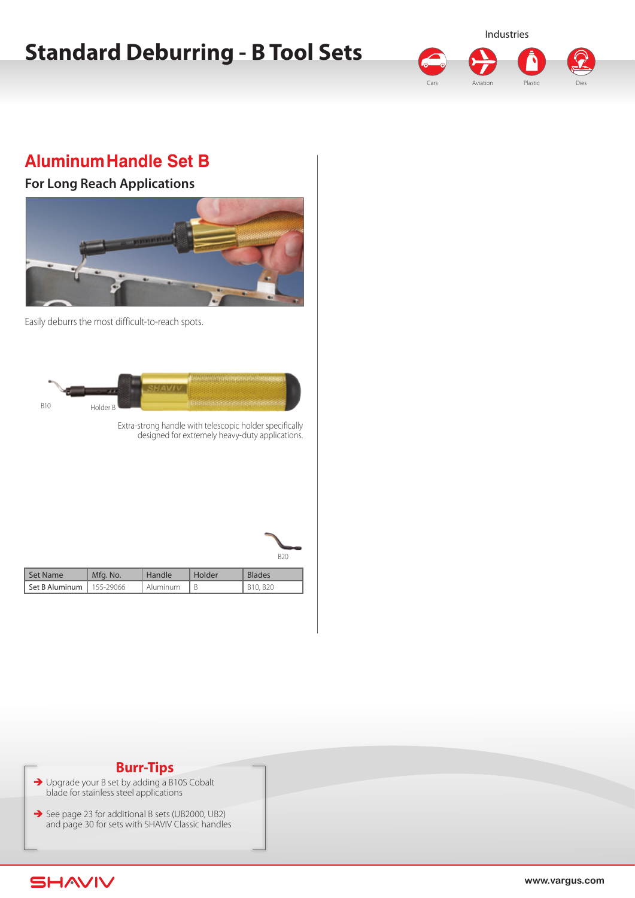# Standard Deburring - B Tool Sets

Industries

Cars Aviation Plastic Dies

## Aluminum Handle Set B

### For Long Reach Applications

Easily deburrs the most difficult-to-reach spots.

B10 Holder B

Extra-strong handle with telescopic holder specifically designed for extremely heavy-duty applications.

B20

| Set Name | Mfg. No. | Handle | Holder | Blades |
|---|---|---|---|---|
| Set B Aluminum | 155-29066 | Aluminum | B | B10, B20 |

### Burr-Tips

- Upgrade your B set by adding a B10S Cobalt blade for stainless steel applications
- See page 23 for additional B sets (UB2000, UB2) and page 30 for sets with SHAVIV Classic handles

SHAVIV

www.vargus.com